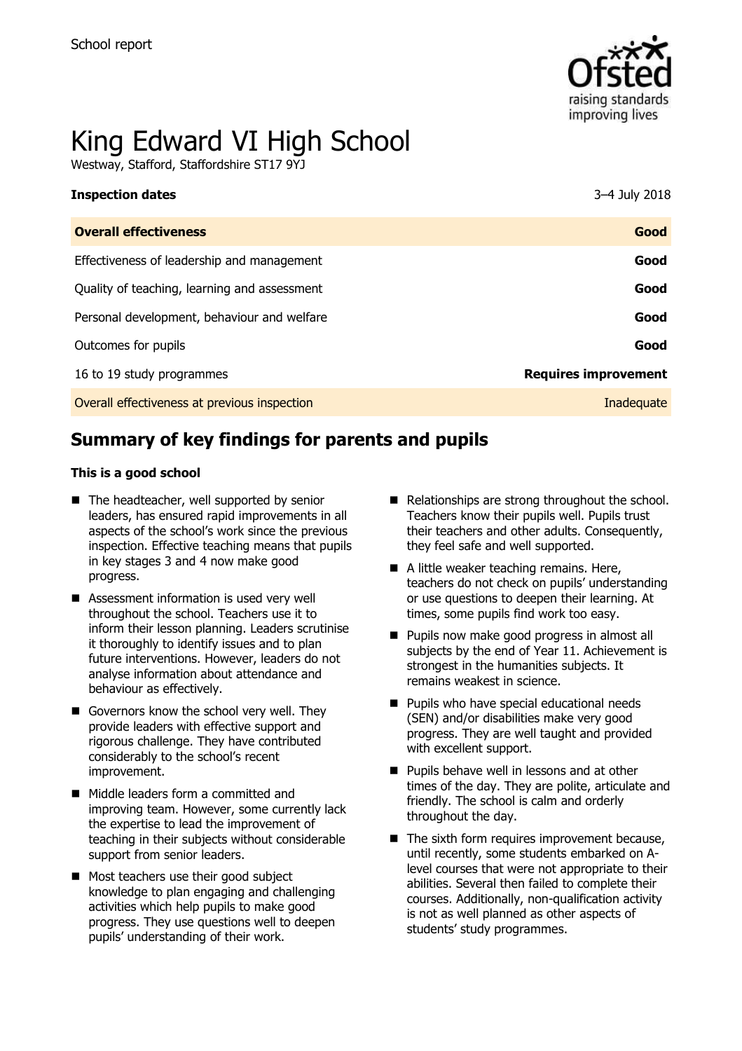School report

# King Edward VI High School

Westway, Stafford, Staffordshire ST17 9YJ

| **Inspection dates** | 3–4 July 2018 |
|---|---|
| **Overall effectiveness** | **Good** |
| Effectiveness of leadership and management | **Good** |
| Quality of teaching, learning and assessment | **Good** |
| Personal development, behaviour and welfare | **Good** |
| Outcomes for pupils | **Good** |
| 16 to 19 study programmes | **Requires improvement** |
| Overall effectiveness at previous inspection | Inadequate |

## Summary of key findings for parents and pupils

**This is a good school**

- The headteacher, well supported by senior leaders, has ensured rapid improvements in all aspects of the school's work since the previous inspection. Effective teaching means that pupils in key stages 3 and 4 now make good progress.
- Assessment information is used very well throughout the school. Teachers use it to inform their lesson planning. Leaders scrutinise it thoroughly to identify issues and to plan future interventions. However, leaders do not analyse information about attendance and behaviour as effectively.
- Governors know the school very well. They provide leaders with effective support and rigorous challenge. They have contributed considerably to the school's recent improvement.
- Middle leaders form a committed and improving team. However, some currently lack the expertise to lead the improvement of teaching in their subjects without considerable support from senior leaders.
- Most teachers use their good subject knowledge to plan engaging and challenging activities which help pupils to make good progress. They use questions well to deepen pupils' understanding of their work.
- Relationships are strong throughout the school. Teachers know their pupils well. Pupils trust their teachers and other adults. Consequently, they feel safe and well supported.
- A little weaker teaching remains. Here, teachers do not check on pupils' understanding or use questions to deepen their learning. At times, some pupils find work too easy.
- Pupils now make good progress in almost all subjects by the end of Year 11. Achievement is strongest in the humanities subjects. It remains weakest in science.
- Pupils who have special educational needs (SEN) and/or disabilities make very good progress. They are well taught and provided with excellent support.
- Pupils behave well in lessons and at other times of the day. They are polite, articulate and friendly. The school is calm and orderly throughout the day.
- The sixth form requires improvement because, until recently, some students embarked on A-level courses that were not appropriate to their abilities. Several then failed to complete their courses. Additionally, non-qualification activity is not as well planned as other aspects of students' study programmes.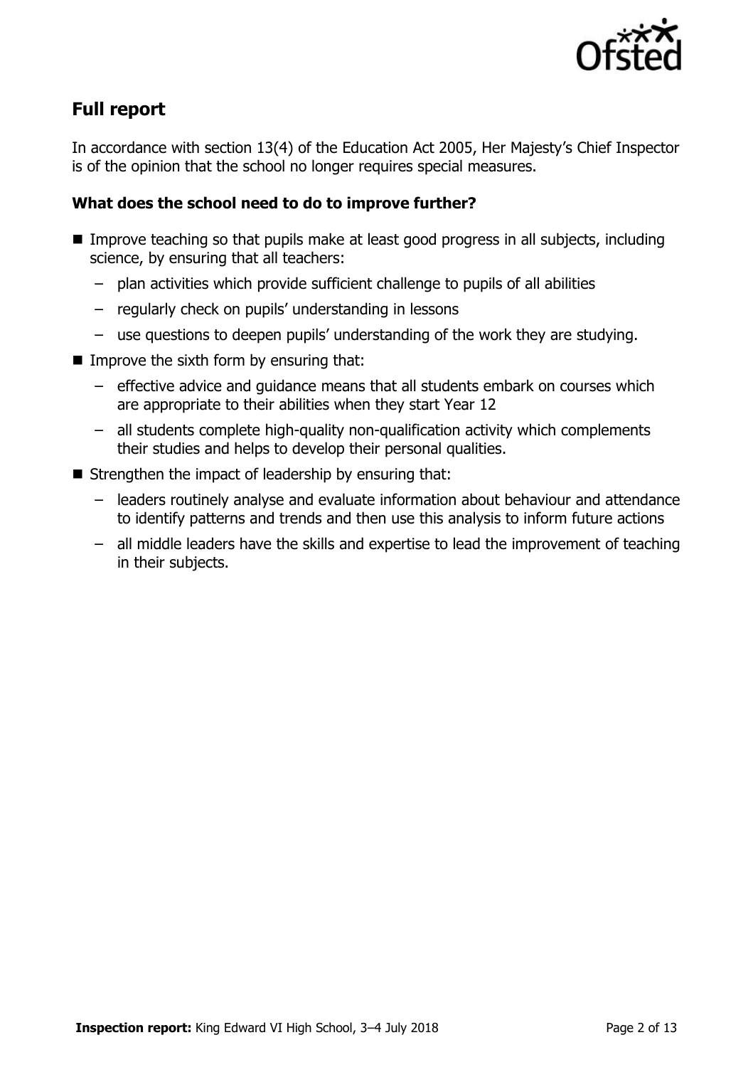## Full report

In accordance with section 13(4) of the Education Act 2005, Her Majesty's Chief Inspector is of the opinion that the school no longer requires special measures.

### What does the school need to do to improve further?

- Improve teaching so that pupils make at least good progress in all subjects, including science, by ensuring that all teachers:
  - plan activities which provide sufficient challenge to pupils of all abilities
  - regularly check on pupils' understanding in lessons
  - use questions to deepen pupils' understanding of the work they are studying.
- Improve the sixth form by ensuring that:
  - effective advice and guidance means that all students embark on courses which are appropriate to their abilities when they start Year 12
  - all students complete high-quality non-qualification activity which complements their studies and helps to develop their personal qualities.
- Strengthen the impact of leadership by ensuring that:
  - leaders routinely analyse and evaluate information about behaviour and attendance to identify patterns and trends and then use this analysis to inform future actions
  - all middle leaders have the skills and expertise to lead the improvement of teaching in their subjects.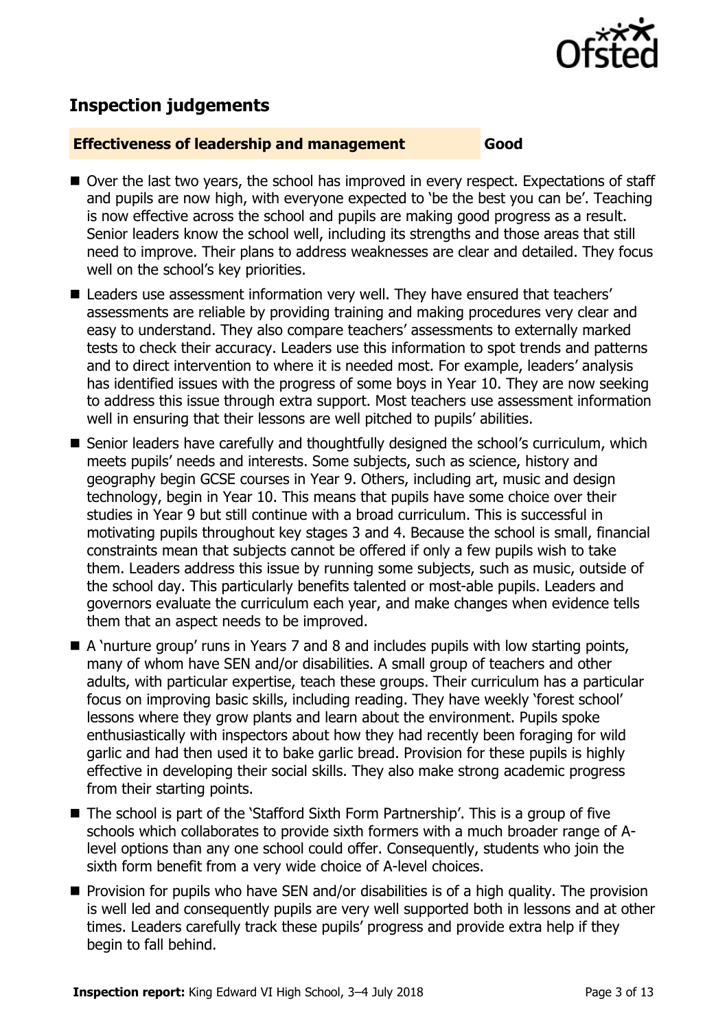## Inspection judgements

**Effectiveness of leadership and management** **Good**

- Over the last two years, the school has improved in every respect. Expectations of staff and pupils are now high, with everyone expected to 'be the best you can be'. Teaching is now effective across the school and pupils are making good progress as a result. Senior leaders know the school well, including its strengths and those areas that still need to improve. Their plans to address weaknesses are clear and detailed. They focus well on the school's key priorities.
- Leaders use assessment information very well. They have ensured that teachers' assessments are reliable by providing training and making procedures very clear and easy to understand. They also compare teachers' assessments to externally marked tests to check their accuracy. Leaders use this information to spot trends and patterns and to direct intervention to where it is needed most. For example, leaders' analysis has identified issues with the progress of some boys in Year 10. They are now seeking to address this issue through extra support. Most teachers use assessment information well in ensuring that their lessons are well pitched to pupils' abilities.
- Senior leaders have carefully and thoughtfully designed the school's curriculum, which meets pupils' needs and interests. Some subjects, such as science, history and geography begin GCSE courses in Year 9. Others, including art, music and design technology, begin in Year 10. This means that pupils have some choice over their studies in Year 9 but still continue with a broad curriculum. This is successful in motivating pupils throughout key stages 3 and 4. Because the school is small, financial constraints mean that subjects cannot be offered if only a few pupils wish to take them. Leaders address this issue by running some subjects, such as music, outside of the school day. This particularly benefits talented or most-able pupils. Leaders and governors evaluate the curriculum each year, and make changes when evidence tells them that an aspect needs to be improved.
- A 'nurture group' runs in Years 7 and 8 and includes pupils with low starting points, many of whom have SEN and/or disabilities. A small group of teachers and other adults, with particular expertise, teach these groups. Their curriculum has a particular focus on improving basic skills, including reading. They have weekly 'forest school' lessons where they grow plants and learn about the environment. Pupils spoke enthusiastically with inspectors about how they had recently been foraging for wild garlic and had then used it to bake garlic bread. Provision for these pupils is highly effective in developing their social skills. They also make strong academic progress from their starting points.
- The school is part of the 'Stafford Sixth Form Partnership'. This is a group of five schools which collaborates to provide sixth formers with a much broader range of A-level options than any one school could offer. Consequently, students who join the sixth form benefit from a very wide choice of A-level choices.
- Provision for pupils who have SEN and/or disabilities is of a high quality. The provision is well led and consequently pupils are very well supported both in lessons and at other times. Leaders carefully track these pupils' progress and provide extra help if they begin to fall behind.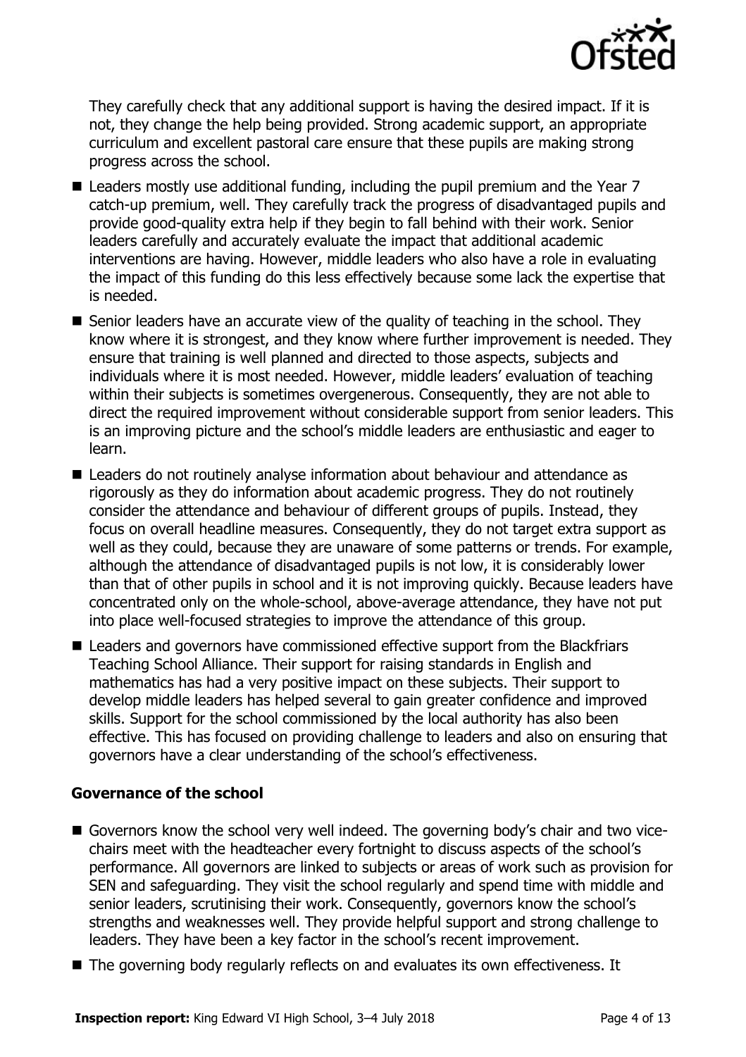They carefully check that any additional support is having the desired impact. If it is not, they change the help being provided. Strong academic support, an appropriate curriculum and excellent pastoral care ensure that these pupils are making strong progress across the school.

- Leaders mostly use additional funding, including the pupil premium and the Year 7 catch-up premium, well. They carefully track the progress of disadvantaged pupils and provide good-quality extra help if they begin to fall behind with their work. Senior leaders carefully and accurately evaluate the impact that additional academic interventions are having. However, middle leaders who also have a role in evaluating the impact of this funding do this less effectively because some lack the expertise that is needed.
- Senior leaders have an accurate view of the quality of teaching in the school. They know where it is strongest, and they know where further improvement is needed. They ensure that training is well planned and directed to those aspects, subjects and individuals where it is most needed. However, middle leaders' evaluation of teaching within their subjects is sometimes overgenerous. Consequently, they are not able to direct the required improvement without considerable support from senior leaders. This is an improving picture and the school's middle leaders are enthusiastic and eager to learn.
- Leaders do not routinely analyse information about behaviour and attendance as rigorously as they do information about academic progress. They do not routinely consider the attendance and behaviour of different groups of pupils. Instead, they focus on overall headline measures. Consequently, they do not target extra support as well as they could, because they are unaware of some patterns or trends. For example, although the attendance of disadvantaged pupils is not low, it is considerably lower than that of other pupils in school and it is not improving quickly. Because leaders have concentrated only on the whole-school, above-average attendance, they have not put into place well-focused strategies to improve the attendance of this group.
- Leaders and governors have commissioned effective support from the Blackfriars Teaching School Alliance. Their support for raising standards in English and mathematics has had a very positive impact on these subjects. Their support to develop middle leaders has helped several to gain greater confidence and improved skills. Support for the school commissioned by the local authority has also been effective. This has focused on providing challenge to leaders and also on ensuring that governors have a clear understanding of the school's effectiveness.

### Governance of the school

- Governors know the school very well indeed. The governing body's chair and two vice-chairs meet with the headteacher every fortnight to discuss aspects of the school's performance. All governors are linked to subjects or areas of work such as provision for SEN and safeguarding. They visit the school regularly and spend time with middle and senior leaders, scrutinising their work. Consequently, governors know the school's strengths and weaknesses well. They provide helpful support and strong challenge to leaders. They have been a key factor in the school's recent improvement.
- The governing body regularly reflects on and evaluates its own effectiveness. It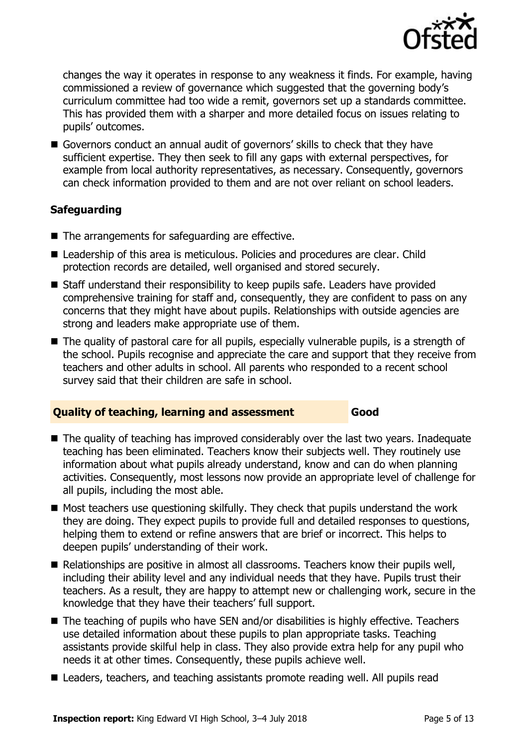changes the way it operates in response to any weakness it finds. For example, having commissioned a review of governance which suggested that the governing body's curriculum committee had too wide a remit, governors set up a standards committee. This has provided them with a sharper and more detailed focus on issues relating to pupils' outcomes.

- Governors conduct an annual audit of governors' skills to check that they have sufficient expertise. They then seek to fill any gaps with external perspectives, for example from local authority representatives, as necessary. Consequently, governors can check information provided to them and are not over reliant on school leaders.

### Safeguarding

- The arrangements for safeguarding are effective.
- Leadership of this area is meticulous. Policies and procedures are clear. Child protection records are detailed, well organised and stored securely.
- Staff understand their responsibility to keep pupils safe. Leaders have provided comprehensive training for staff and, consequently, they are confident to pass on any concerns that they might have about pupils. Relationships with outside agencies are strong and leaders make appropriate use of them.
- The quality of pastoral care for all pupils, especially vulnerable pupils, is a strength of the school. Pupils recognise and appreciate the care and support that they receive from teachers and other adults in school. All parents who responded to a recent school survey said that their children are safe in school.

### Quality of teaching, learning and assessment — Good

- The quality of teaching has improved considerably over the last two years. Inadequate teaching has been eliminated. Teachers know their subjects well. They routinely use information about what pupils already understand, know and can do when planning activities. Consequently, most lessons now provide an appropriate level of challenge for all pupils, including the most able.
- Most teachers use questioning skilfully. They check that pupils understand the work they are doing. They expect pupils to provide full and detailed responses to questions, helping them to extend or refine answers that are brief or incorrect. This helps to deepen pupils' understanding of their work.
- Relationships are positive in almost all classrooms. Teachers know their pupils well, including their ability level and any individual needs that they have. Pupils trust their teachers. As a result, they are happy to attempt new or challenging work, secure in the knowledge that they have their teachers' full support.
- The teaching of pupils who have SEN and/or disabilities is highly effective. Teachers use detailed information about these pupils to plan appropriate tasks. Teaching assistants provide skilful help in class. They also provide extra help for any pupil who needs it at other times. Consequently, these pupils achieve well.
- Leaders, teachers, and teaching assistants promote reading well. All pupils read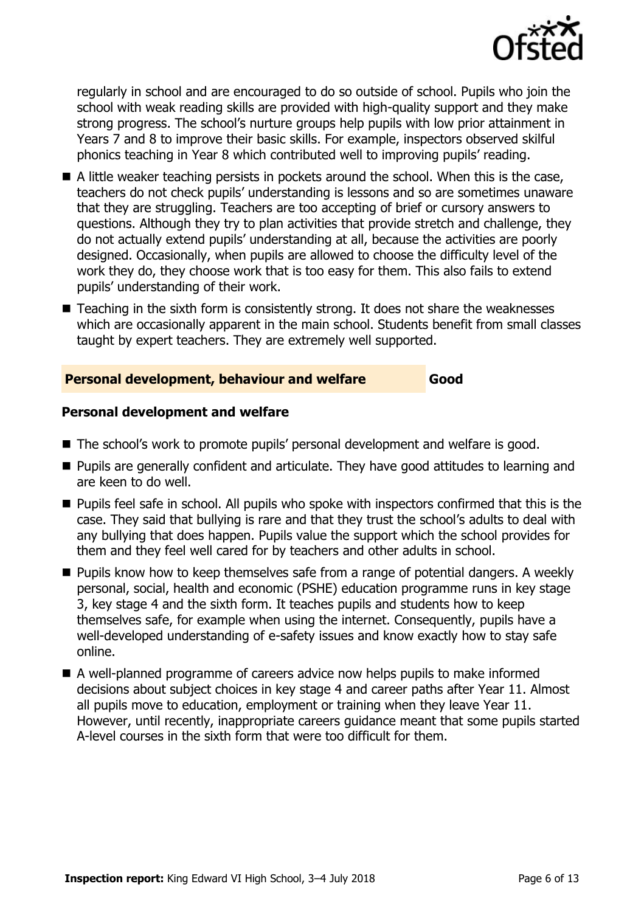regularly in school and are encouraged to do so outside of school. Pupils who join the school with weak reading skills are provided with high-quality support and they make strong progress. The school's nurture groups help pupils with low prior attainment in Years 7 and 8 to improve their basic skills. For example, inspectors observed skilful phonics teaching in Year 8 which contributed well to improving pupils' reading.

- A little weaker teaching persists in pockets around the school. When this is the case, teachers do not check pupils' understanding is lessons and so are sometimes unaware that they are struggling. Teachers are too accepting of brief or cursory answers to questions. Although they try to plan activities that provide stretch and challenge, they do not actually extend pupils' understanding at all, because the activities are poorly designed. Occasionally, when pupils are allowed to choose the difficulty level of the work they do, they choose work that is too easy for them. This also fails to extend pupils' understanding of their work.
- Teaching in the sixth form is consistently strong. It does not share the weaknesses which are occasionally apparent in the main school. Students benefit from small classes taught by expert teachers. They are extremely well supported.

## Personal development, behaviour and welfare — Good

### Personal development and welfare

- The school's work to promote pupils' personal development and welfare is good.
- Pupils are generally confident and articulate. They have good attitudes to learning and are keen to do well.
- Pupils feel safe in school. All pupils who spoke with inspectors confirmed that this is the case. They said that bullying is rare and that they trust the school's adults to deal with any bullying that does happen. Pupils value the support which the school provides for them and they feel well cared for by teachers and other adults in school.
- Pupils know how to keep themselves safe from a range of potential dangers. A weekly personal, social, health and economic (PSHE) education programme runs in key stage 3, key stage 4 and the sixth form. It teaches pupils and students how to keep themselves safe, for example when using the internet. Consequently, pupils have a well-developed understanding of e-safety issues and know exactly how to stay safe online.
- A well-planned programme of careers advice now helps pupils to make informed decisions about subject choices in key stage 4 and career paths after Year 11. Almost all pupils move to education, employment or training when they leave Year 11. However, until recently, inappropriate careers guidance meant that some pupils started A-level courses in the sixth form that were too difficult for them.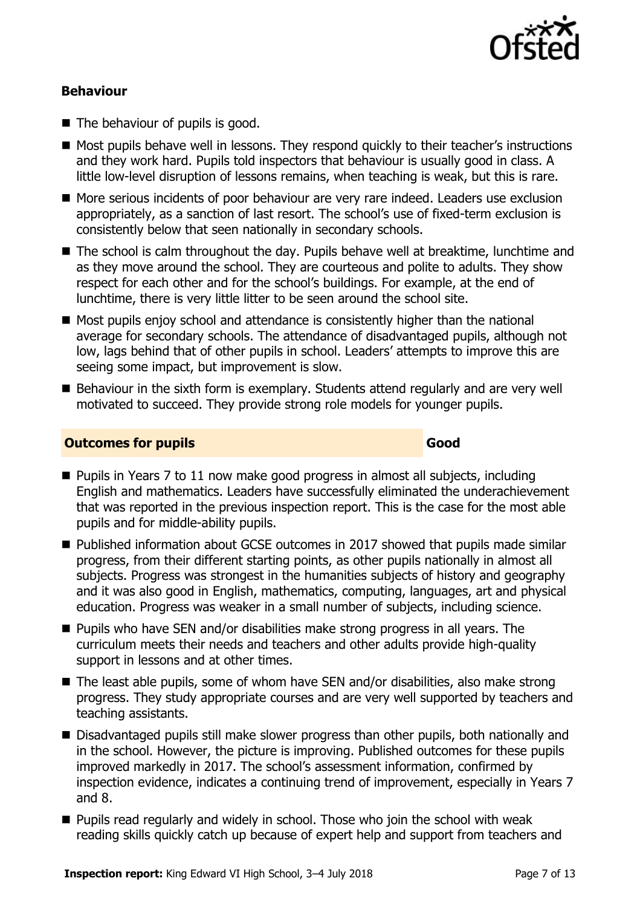### Behaviour

- The behaviour of pupils is good.
- Most pupils behave well in lessons. They respond quickly to their teacher's instructions and they work hard. Pupils told inspectors that behaviour is usually good in class. A little low-level disruption of lessons remains, when teaching is weak, but this is rare.
- More serious incidents of poor behaviour are very rare indeed. Leaders use exclusion appropriately, as a sanction of last resort. The school's use of fixed-term exclusion is consistently below that seen nationally in secondary schools.
- The school is calm throughout the day. Pupils behave well at breaktime, lunchtime and as they move around the school. They are courteous and polite to adults. They show respect for each other and for the school's buildings. For example, at the end of lunchtime, there is very little litter to be seen around the school site.
- Most pupils enjoy school and attendance is consistently higher than the national average for secondary schools. The attendance of disadvantaged pupils, although not low, lags behind that of other pupils in school. Leaders' attempts to improve this are seeing some impact, but improvement is slow.
- Behaviour in the sixth form is exemplary. Students attend regularly and are very well motivated to succeed. They provide strong role models for younger pupils.

## Outcomes for pupils — Good

- Pupils in Years 7 to 11 now make good progress in almost all subjects, including English and mathematics. Leaders have successfully eliminated the underachievement that was reported in the previous inspection report. This is the case for the most able pupils and for middle-ability pupils.
- Published information about GCSE outcomes in 2017 showed that pupils made similar progress, from their different starting points, as other pupils nationally in almost all subjects. Progress was strongest in the humanities subjects of history and geography and it was also good in English, mathematics, computing, languages, art and physical education. Progress was weaker in a small number of subjects, including science.
- Pupils who have SEN and/or disabilities make strong progress in all years. The curriculum meets their needs and teachers and other adults provide high-quality support in lessons and at other times.
- The least able pupils, some of whom have SEN and/or disabilities, also make strong progress. They study appropriate courses and are very well supported by teachers and teaching assistants.
- Disadvantaged pupils still make slower progress than other pupils, both nationally and in the school. However, the picture is improving. Published outcomes for these pupils improved markedly in 2017. The school's assessment information, confirmed by inspection evidence, indicates a continuing trend of improvement, especially in Years 7 and 8.
- Pupils read regularly and widely in school. Those who join the school with weak reading skills quickly catch up because of expert help and support from teachers and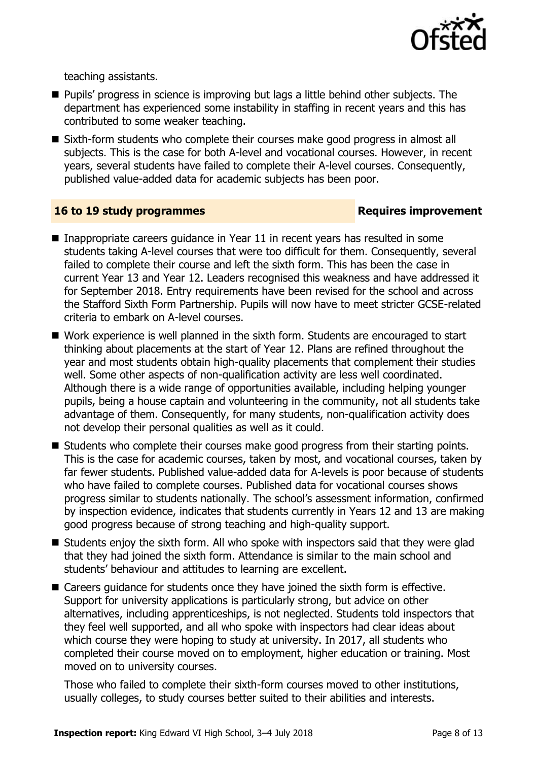teaching assistants.

- Pupils' progress in science is improving but lags a little behind other subjects. The department has experienced some instability in staffing in recent years and this has contributed to some weaker teaching.
- Sixth-form students who complete their courses make good progress in almost all subjects. This is the case for both A-level and vocational courses. However, in recent years, several students have failed to complete their A-level courses. Consequently, published value-added data for academic subjects has been poor.

## 16 to 19 study programmes — Requires improvement

- Inappropriate careers guidance in Year 11 in recent years has resulted in some students taking A-level courses that were too difficult for them. Consequently, several failed to complete their course and left the sixth form. This has been the case in current Year 13 and Year 12. Leaders recognised this weakness and have addressed it for September 2018. Entry requirements have been revised for the school and across the Stafford Sixth Form Partnership. Pupils will now have to meet stricter GCSE-related criteria to embark on A-level courses.
- Work experience is well planned in the sixth form. Students are encouraged to start thinking about placements at the start of Year 12. Plans are refined throughout the year and most students obtain high-quality placements that complement their studies well. Some other aspects of non-qualification activity are less well coordinated. Although there is a wide range of opportunities available, including helping younger pupils, being a house captain and volunteering in the community, not all students take advantage of them. Consequently, for many students, non-qualification activity does not develop their personal qualities as well as it could.
- Students who complete their courses make good progress from their starting points. This is the case for academic courses, taken by most, and vocational courses, taken by far fewer students. Published value-added data for A-levels is poor because of students who have failed to complete courses. Published data for vocational courses shows progress similar to students nationally. The school's assessment information, confirmed by inspection evidence, indicates that students currently in Years 12 and 13 are making good progress because of strong teaching and high-quality support.
- Students enjoy the sixth form. All who spoke with inspectors said that they were glad that they had joined the sixth form. Attendance is similar to the main school and students' behaviour and attitudes to learning are excellent.
- Careers guidance for students once they have joined the sixth form is effective. Support for university applications is particularly strong, but advice on other alternatives, including apprenticeships, is not neglected. Students told inspectors that they feel well supported, and all who spoke with inspectors had clear ideas about which course they were hoping to study at university. In 2017, all students who completed their course moved on to employment, higher education or training. Most moved on to university courses.

  Those who failed to complete their sixth-form courses moved to other institutions, usually colleges, to study courses better suited to their abilities and interests.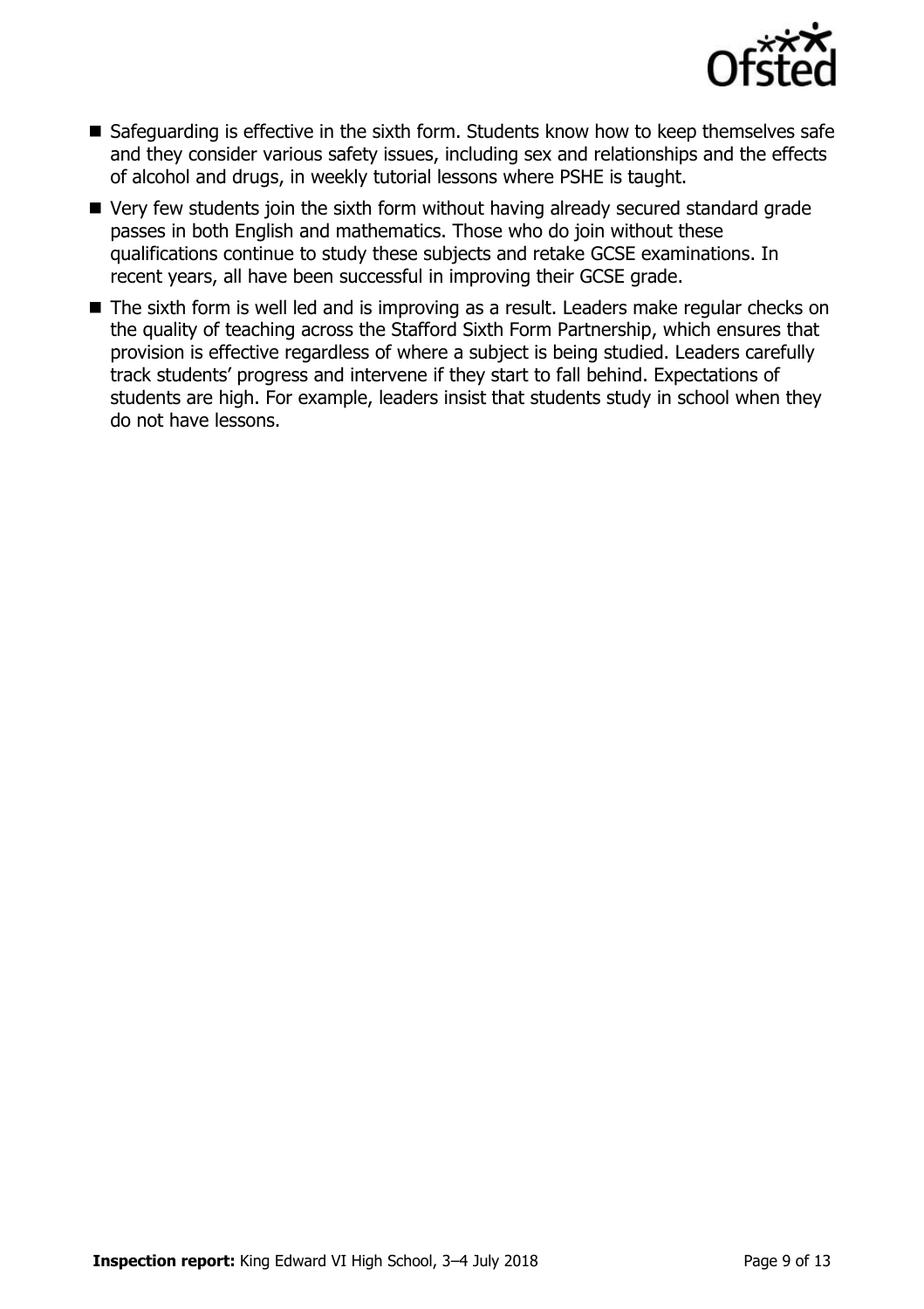- Safeguarding is effective in the sixth form. Students know how to keep themselves safe and they consider various safety issues, including sex and relationships and the effects of alcohol and drugs, in weekly tutorial lessons where PSHE is taught.
- Very few students join the sixth form without having already secured standard grade passes in both English and mathematics. Those who do join without these qualifications continue to study these subjects and retake GCSE examinations. In recent years, all have been successful in improving their GCSE grade.
- The sixth form is well led and is improving as a result. Leaders make regular checks on the quality of teaching across the Stafford Sixth Form Partnership, which ensures that provision is effective regardless of where a subject is being studied. Leaders carefully track students' progress and intervene if they start to fall behind. Expectations of students are high. For example, leaders insist that students study in school when they do not have lessons.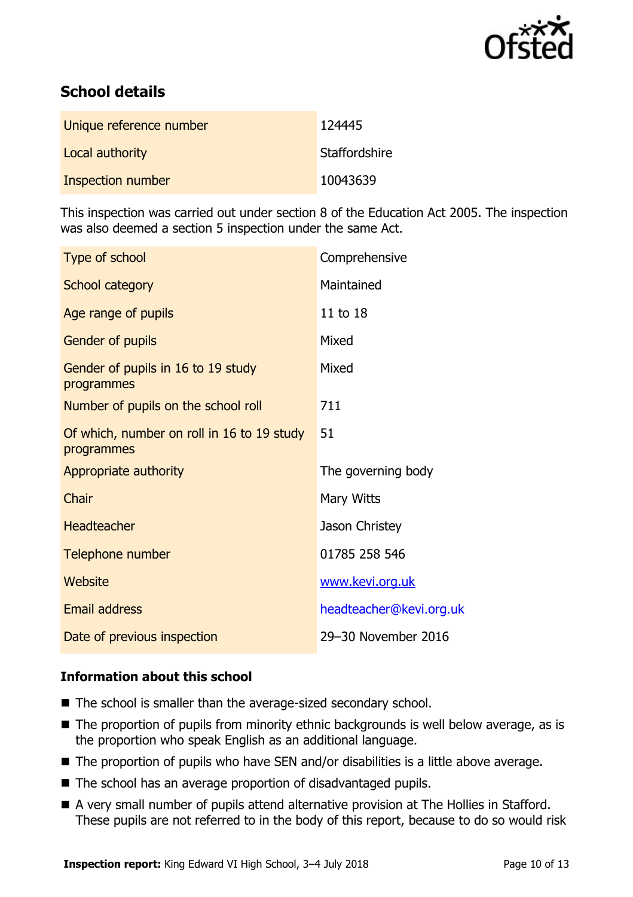## School details

| | |
|---|---|
| Unique reference number | 124445 |
| Local authority | Staffordshire |
| Inspection number | 10043639 |

This inspection was carried out under section 8 of the Education Act 2005. The inspection was also deemed a section 5 inspection under the same Act.

| | |
|---|---|
| Type of school | Comprehensive |
| School category | Maintained |
| Age range of pupils | 11 to 18 |
| Gender of pupils | Mixed |
| Gender of pupils in 16 to 19 study programmes | Mixed |
| Number of pupils on the school roll | 711 |
| Of which, number on roll in 16 to 19 study programmes | 51 |
| Appropriate authority | The governing body |
| Chair | Mary Witts |
| Headteacher | Jason Christey |
| Telephone number | 01785 258 546 |
| Website | www.kevi.org.uk |
| Email address | headteacher@kevi.org.uk |
| Date of previous inspection | 29–30 November 2016 |

### Information about this school

- The school is smaller than the average-sized secondary school.
- The proportion of pupils from minority ethnic backgrounds is well below average, as is the proportion who speak English as an additional language.
- The proportion of pupils who have SEN and/or disabilities is a little above average.
- The school has an average proportion of disadvantaged pupils.
- A very small number of pupils attend alternative provision at The Hollies in Stafford. These pupils are not referred to in the body of this report, because to do so would risk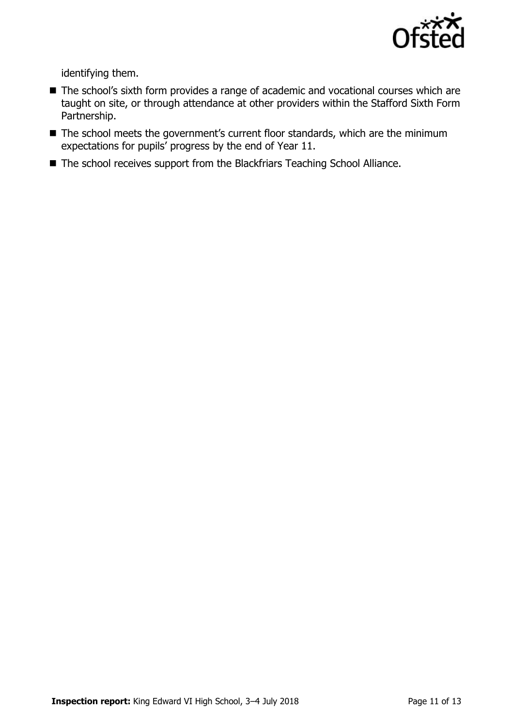identifying them.

- The school's sixth form provides a range of academic and vocational courses which are taught on site, or through attendance at other providers within the Stafford Sixth Form Partnership.
- The school meets the government's current floor standards, which are the minimum expectations for pupils' progress by the end of Year 11.
- The school receives support from the Blackfriars Teaching School Alliance.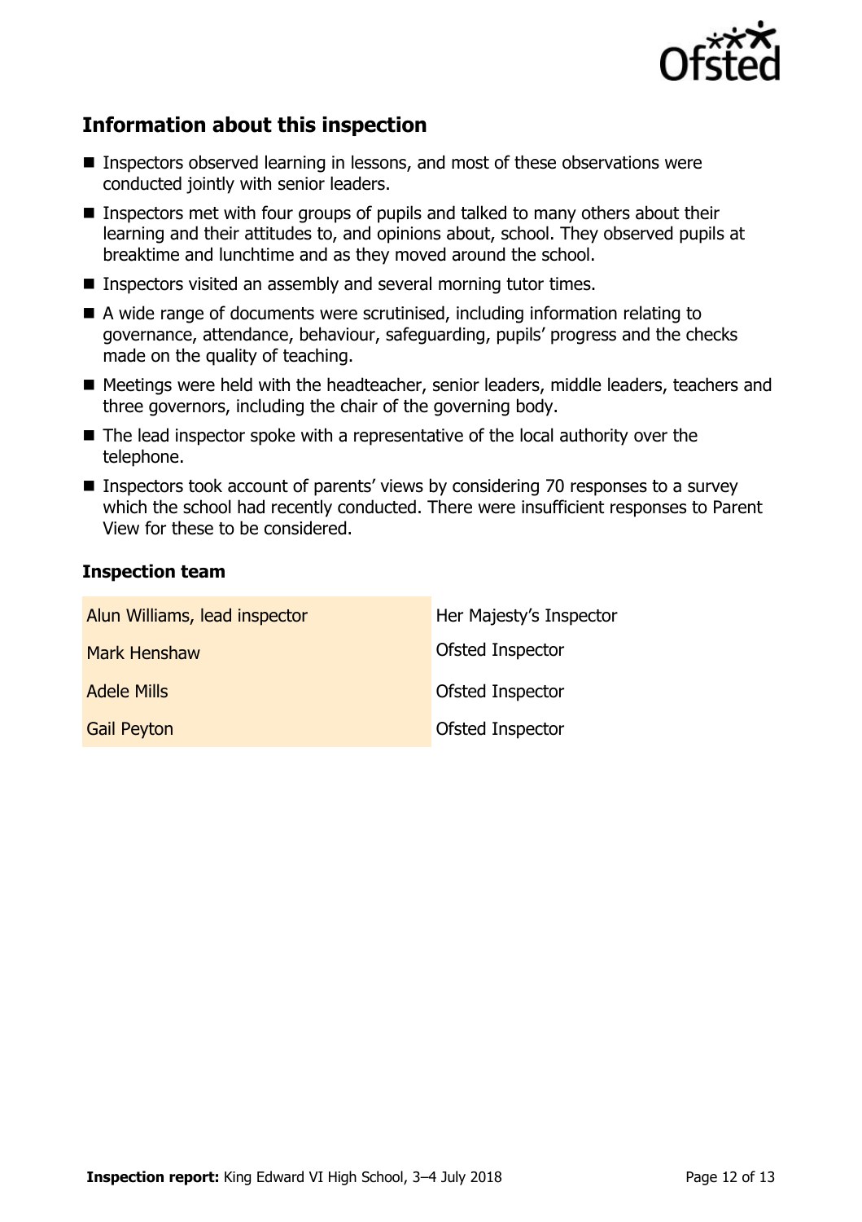## Information about this inspection

- Inspectors observed learning in lessons, and most of these observations were conducted jointly with senior leaders.
- Inspectors met with four groups of pupils and talked to many others about their learning and their attitudes to, and opinions about, school. They observed pupils at breaktime and lunchtime and as they moved around the school.
- Inspectors visited an assembly and several morning tutor times.
- A wide range of documents were scrutinised, including information relating to governance, attendance, behaviour, safeguarding, pupils' progress and the checks made on the quality of teaching.
- Meetings were held with the headteacher, senior leaders, middle leaders, teachers and three governors, including the chair of the governing body.
- The lead inspector spoke with a representative of the local authority over the telephone.
- Inspectors took account of parents' views by considering 70 responses to a survey which the school had recently conducted. There were insufficient responses to Parent View for these to be considered.

### Inspection team

| | |
|---|---|
| Alun Williams, lead inspector | Her Majesty's Inspector |
| Mark Henshaw | Ofsted Inspector |
| Adele Mills | Ofsted Inspector |
| Gail Peyton | Ofsted Inspector |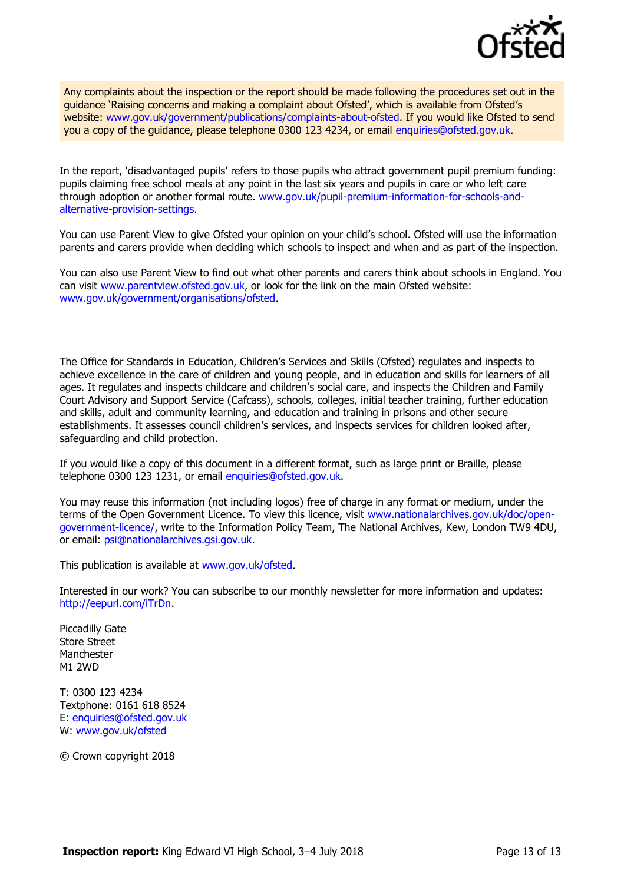Any complaints about the inspection or the report should be made following the procedures set out in the guidance 'Raising concerns and making a complaint about Ofsted', which is available from Ofsted's website: www.gov.uk/government/publications/complaints-about-ofsted. If you would like Ofsted to send you a copy of the guidance, please telephone 0300 123 4234, or email enquiries@ofsted.gov.uk.

In the report, 'disadvantaged pupils' refers to those pupils who attract government pupil premium funding: pupils claiming free school meals at any point in the last six years and pupils in care or who left care through adoption or another formal route. www.gov.uk/pupil-premium-information-for-schools-and-alternative-provision-settings.

You can use Parent View to give Ofsted your opinion on your child's school. Ofsted will use the information parents and carers provide when deciding which schools to inspect and when and as part of the inspection.

You can also use Parent View to find out what other parents and carers think about schools in England. You can visit www.parentview.ofsted.gov.uk, or look for the link on the main Ofsted website: www.gov.uk/government/organisations/ofsted.

The Office for Standards in Education, Children's Services and Skills (Ofsted) regulates and inspects to achieve excellence in the care of children and young people, and in education and skills for learners of all ages. It regulates and inspects childcare and children's social care, and inspects the Children and Family Court Advisory and Support Service (Cafcass), schools, colleges, initial teacher training, further education and skills, adult and community learning, and education and training in prisons and other secure establishments. It assesses council children's services, and inspects services for children looked after, safeguarding and child protection.

If you would like a copy of this document in a different format, such as large print or Braille, please telephone 0300 123 1231, or email enquiries@ofsted.gov.uk.

You may reuse this information (not including logos) free of charge in any format or medium, under the terms of the Open Government Licence. To view this licence, visit www.nationalarchives.gov.uk/doc/open-government-licence/, write to the Information Policy Team, The National Archives, Kew, London TW9 4DU, or email: psi@nationalarchives.gsi.gov.uk.

This publication is available at www.gov.uk/ofsted.

Interested in our work? You can subscribe to our monthly newsletter for more information and updates: http://eepurl.com/iTrDn.

Piccadilly Gate
Store Street
Manchester
M1 2WD

T: 0300 123 4234
Textphone: 0161 618 8524
E: enquiries@ofsted.gov.uk
W: www.gov.uk/ofsted

© Crown copyright 2018